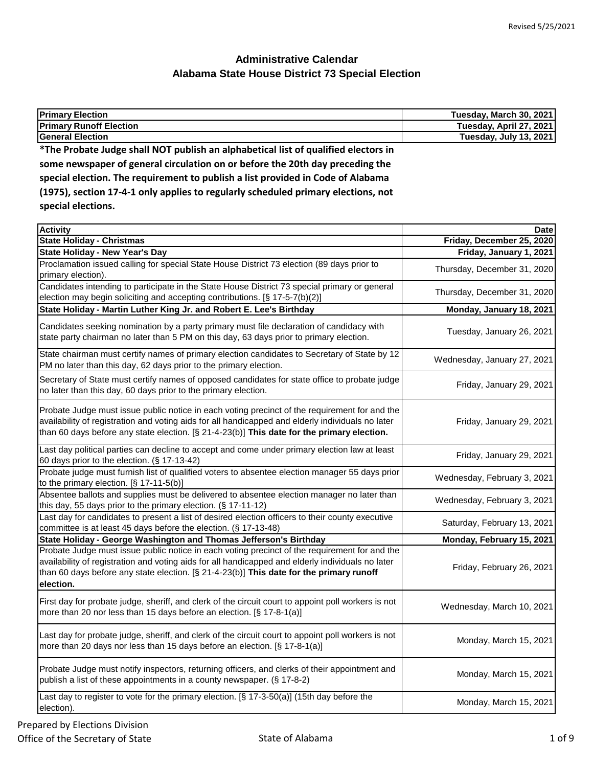# Administrative Calendar

## Alabama State House District 73 Special Election

| **Primary Election** | **Tuesday, March 30, 2021** |
|---|---|
| **Primary Runoff Election** | **Tuesday, April 27, 2021** |
| **General Election** | **Tuesday, July 13, 2021** |

**\*The Probate Judge shall NOT publish an alphabetical list of qualified electors in some newspaper of general circulation on or before the 20th day preceding the special election. The requirement to publish a list provided in Code of Alabama (1975), section 17-4-1 only applies to regularly scheduled primary elections, not special elections.**

| **Activity** | **Date** |
|---|---|
| **State Holiday - Christmas** | **Friday, December 25, 2020** |
| **State Holiday - New Year's Day** | **Friday, January 1, 2021** |
| Proclamation issued calling for special State House District 73 election (89 days prior to primary election). | Thursday, December 31, 2020 |
| Candidates intending to participate in the State House District 73 special primary or general election may begin soliciting and accepting contributions. [§ 17-5-7(b)(2)] | Thursday, December 31, 2020 |
| **State Holiday - Martin Luther King Jr. and Robert E. Lee's Birthday** | **Monday, January 18, 2021** |
| Candidates seeking nomination by a party primary must file declaration of candidacy with state party chairman no later than 5 PM on this day, 63 days prior to primary election. | Tuesday, January 26, 2021 |
| State chairman must certify names of primary election candidates to Secretary of State by 12 PM no later than this day, 62 days prior to the primary election. | Wednesday, January 27, 2021 |
| Secretary of State must certify names of opposed candidates for state office to probate judge no later than this day, 60 days prior to the primary election. | Friday, January 29, 2021 |
| Probate Judge must issue public notice in each voting precinct of the requirement for and the availability of registration and voting aids for all handicapped and elderly individuals no later than 60 days before any state election. [§ 21-4-23(b)] **This date for the primary election.** | Friday, January 29, 2021 |
| Last day political parties can decline to accept and come under primary election law at least 60 days prior to the election. (§ 17-13-42) | Friday, January 29, 2021 |
| Probate judge must furnish list of qualified voters to absentee election manager 55 days prior to the primary election. [§ 17-11-5(b)] | Wednesday, February 3, 2021 |
| Absentee ballots and supplies must be delivered to absentee election manager no later than this day, 55 days prior to the primary election. (§ 17-11-12) | Wednesday, February 3, 2021 |
| Last day for candidates to present a list of desired election officers to their county executive committee is at least 45 days before the election. (§ 17-13-48) | Saturday, February 13, 2021 |
| **State Holiday - George Washington and Thomas Jefferson's Birthday** | **Monday, February 15, 2021** |
| Probate Judge must issue public notice in each voting precinct of the requirement for and the availability of registration and voting aids for all handicapped and elderly individuals no later than 60 days before any state election. [§ 21-4-23(b)] **This date for the primary runoff election.** | Friday, February 26, 2021 |
| First day for probate judge, sheriff, and clerk of the circuit court to appoint poll workers is not more than 20 nor less than 15 days before an election. [§ 17-8-1(a)] | Wednesday, March 10, 2021 |
| Last day for probate judge, sheriff, and clerk of the circuit court to appoint poll workers is not more than 20 days nor less than 15 days before an election. [§ 17-8-1(a)] | Monday, March 15, 2021 |
| Probate Judge must notify inspectors, returning officers, and clerks of their appointment and publish a list of these appointments in a county newspaper. (§ 17-8-2) | Monday, March 15, 2021 |
| Last day to register to vote for the primary election. [§ 17-3-50(a)] (15th day before the election). | Monday, March 15, 2021 |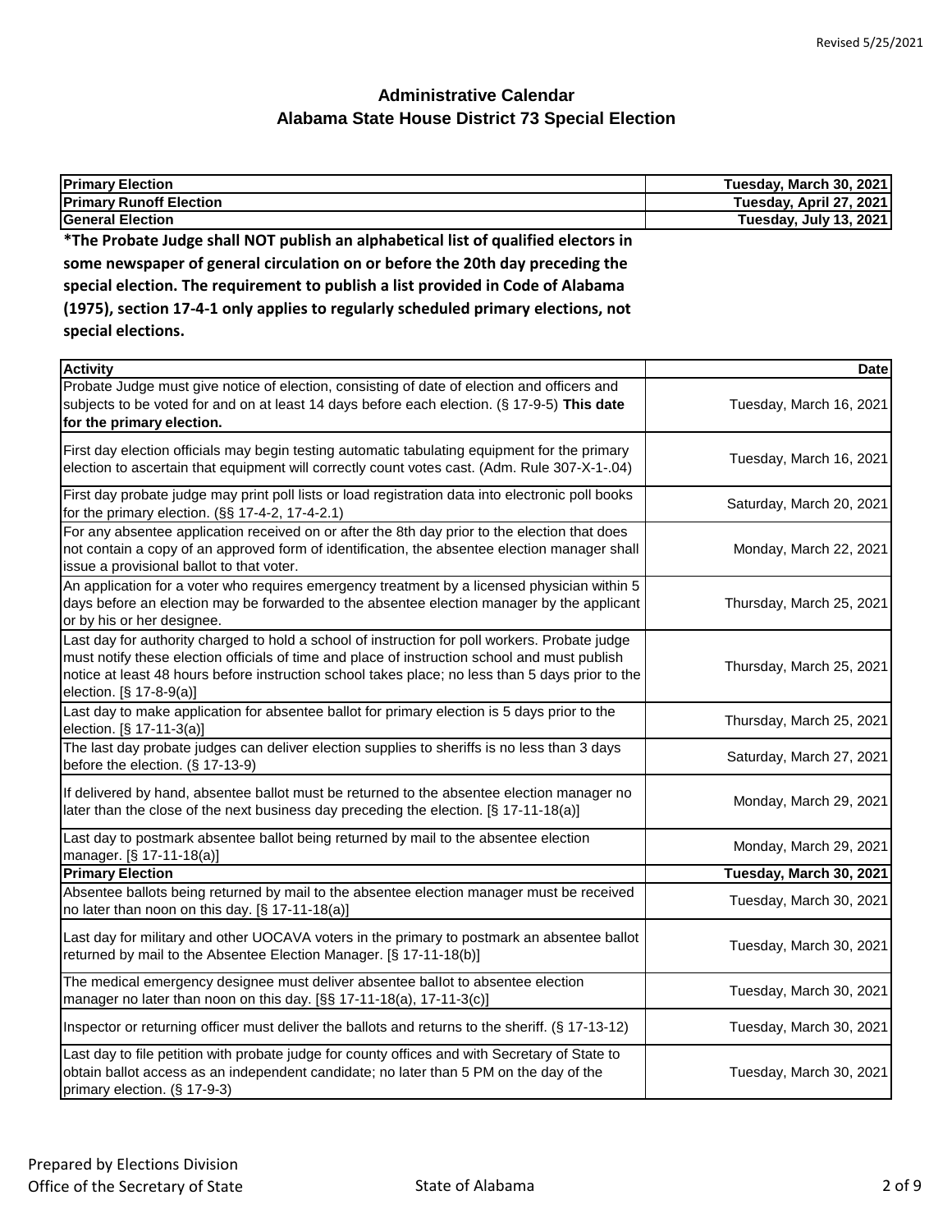Revised 5/25/2021

# Administrative Calendar
## Alabama State House District 73 Special Election

| **Primary Election** | **Tuesday, March 30, 2021** |
|---|---|
| **Primary Runoff Election** | **Tuesday, April 27, 2021** |
| **General Election** | **Tuesday, July 13, 2021** |

**\*The Probate Judge shall NOT publish an alphabetical list of qualified electors in some newspaper of general circulation on or before the 20th day preceding the special election. The requirement to publish a list provided in Code of Alabama (1975), section 17-4-1 only applies to regularly scheduled primary elections, not special elections.**

| **Activity** | **Date** |
|---|---|
| Probate Judge must give notice of election, consisting of date of election and officers and subjects to be voted for and on at least 14 days before each election. (§ 17-9-5) **This date for the primary election.** | Tuesday, March 16, 2021 |
| First day election officials may begin testing automatic tabulating equipment for the primary election to ascertain that equipment will correctly count votes cast. (Adm. Rule 307-X-1-.04) | Tuesday, March 16, 2021 |
| First day probate judge may print poll lists or load registration data into electronic poll books for the primary election. (§§ 17-4-2, 17-4-2.1) | Saturday, March 20, 2021 |
| For any absentee application received on or after the 8th day prior to the election that does not contain a copy of an approved form of identification, the absentee election manager shall issue a provisional ballot to that voter. | Monday, March 22, 2021 |
| An application for a voter who requires emergency treatment by a licensed physician within 5 days before an election may be forwarded to the absentee election manager by the applicant or by his or her designee. | Thursday, March 25, 2021 |
| Last day for authority charged to hold a school of instruction for poll workers. Probate judge must notify these election officials of time and place of instruction school and must publish notice at least 48 hours before instruction school takes place; no less than 5 days prior to the election. [§ 17-8-9(a)] | Thursday, March 25, 2021 |
| Last day to make application for absentee ballot for primary election is 5 days prior to the election. [§ 17-11-3(a)] | Thursday, March 25, 2021 |
| The last day probate judges can deliver election supplies to sheriffs is no less than 3 days before the election. (§ 17-13-9) | Saturday, March 27, 2021 |
| If delivered by hand, absentee ballot must be returned to the absentee election manager no later than the close of the next business day preceding the election. [§ 17-11-18(a)] | Monday, March 29, 2021 |
| Last day to postmark absentee ballot being returned by mail to the absentee election manager. [§ 17-11-18(a)] | Monday, March 29, 2021 |
| **Primary Election** | **Tuesday, March 30, 2021** |
| Absentee ballots being returned by mail to the absentee election manager must be received no later than noon on this day. [§ 17-11-18(a)] | Tuesday, March 30, 2021 |
| Last day for military and other UOCAVA voters in the primary to postmark an absentee ballot returned by mail to the Absentee Election Manager. [§ 17-11-18(b)] | Tuesday, March 30, 2021 |
| The medical emergency designee must deliver absentee ballot to absentee election manager no later than noon on this day. [§§ 17-11-18(a), 17-11-3(c)] | Tuesday, March 30, 2021 |
| Inspector or returning officer must deliver the ballots and returns to the sheriff. (§ 17-13-12) | Tuesday, March 30, 2021 |
| Last day to file petition with probate judge for county offices and with Secretary of State to obtain ballot access as an independent candidate; no later than 5 PM on the day of the primary election. (§ 17-9-3) | Tuesday, March 30, 2021 |

Prepared by Elections Division
Office of the Secretary of State

State of Alabama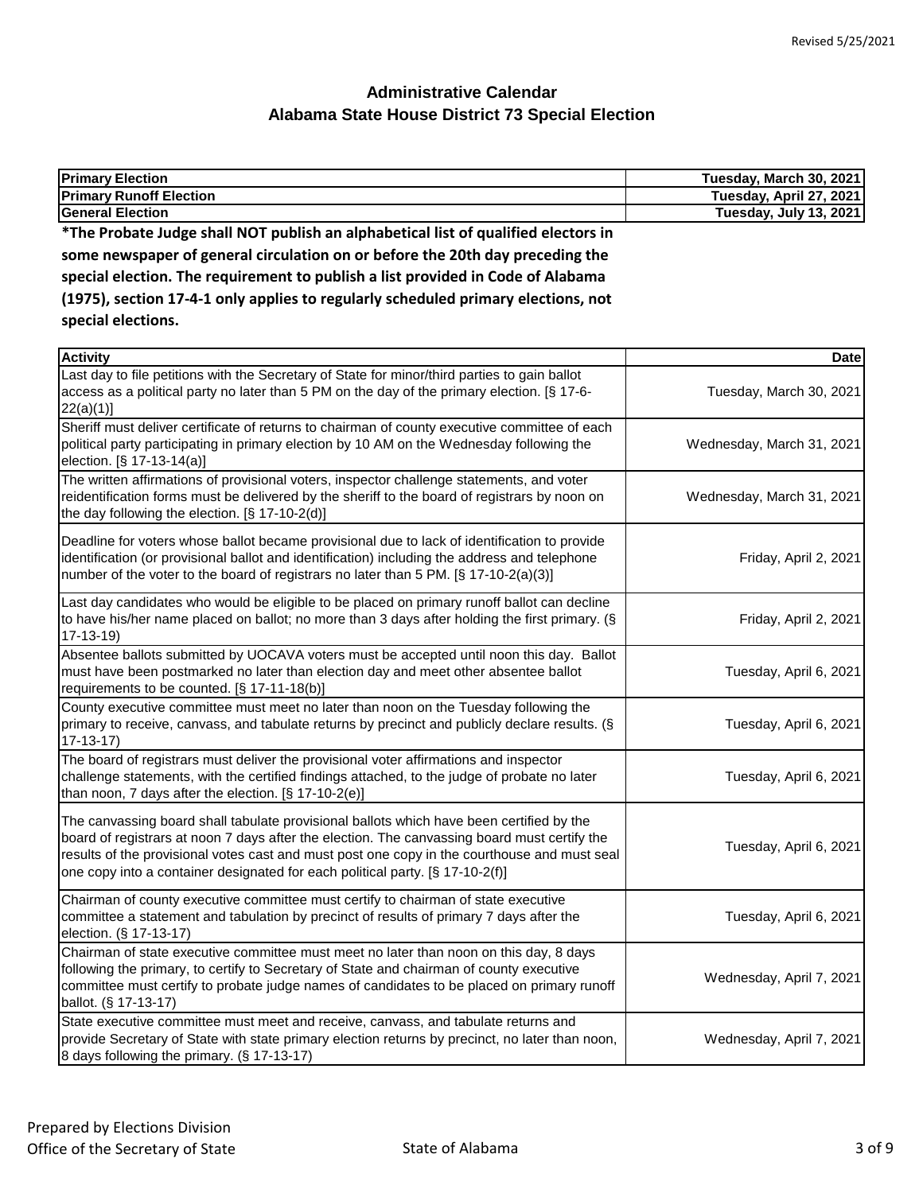## Administrative Calendar
## Alabama State House District 73 Special Election

| Primary Election | Tuesday, March 30, 2021 |
|---|---|
| Primary Runoff Election | Tuesday, April 27, 2021 |
| General Election | Tuesday, July 13, 2021 |

**\*The Probate Judge shall NOT publish an alphabetical list of qualified electors in some newspaper of general circulation on or before the 20th day preceding the special election. The requirement to publish a list provided in Code of Alabama (1975), section 17-4-1 only applies to regularly scheduled primary elections, not special elections.**

| Activity | Date |
|---|---|
| Last day to file petitions with the Secretary of State for minor/third parties to gain ballot access as a political party no later than 5 PM on the day of the primary election. [§ 17-6-22(a)(1)] | Tuesday, March 30, 2021 |
| Sheriff must deliver certificate of returns to chairman of county executive committee of each political party participating in primary election by 10 AM on the Wednesday following the election. [§ 17-13-14(a)] | Wednesday, March 31, 2021 |
| The written affirmations of provisional voters, inspector challenge statements, and voter reidentification forms must be delivered by the sheriff to the board of registrars by noon on the day following the election. [§ 17-10-2(d)] | Wednesday, March 31, 2021 |
| Deadline for voters whose ballot became provisional due to lack of identification to provide identification (or provisional ballot and identification) including the address and telephone number of the voter to the board of registrars no later than 5 PM. [§ 17-10-2(a)(3)] | Friday, April 2, 2021 |
| Last day candidates who would be eligible to be placed on primary runoff ballot can decline to have his/her name placed on ballot; no more than 3 days after holding the first primary. (§ 17-13-19) | Friday, April 2, 2021 |
| Absentee ballots submitted by UOCAVA voters must be accepted until noon this day. Ballot must have been postmarked no later than election day and meet other absentee ballot requirements to be counted. [§ 17-11-18(b)] | Tuesday, April 6, 2021 |
| County executive committee must meet no later than noon on the Tuesday following the primary to receive, canvass, and tabulate returns by precinct and publicly declare results. (§ 17-13-17) | Tuesday, April 6, 2021 |
| The board of registrars must deliver the provisional voter affirmations and inspector challenge statements, with the certified findings attached, to the judge of probate no later than noon, 7 days after the election. [§ 17-10-2(e)] | Tuesday, April 6, 2021 |
| The canvassing board shall tabulate provisional ballots which have been certified by the board of registrars at noon 7 days after the election. The canvassing board must certify the results of the provisional votes cast and must post one copy in the courthouse and must seal one copy into a container designated for each political party. [§ 17-10-2(f)] | Tuesday, April 6, 2021 |
| Chairman of county executive committee must certify to chairman of state executive committee a statement and tabulation by precinct of results of primary 7 days after the election. (§ 17-13-17) | Tuesday, April 6, 2021 |
| Chairman of state executive committee must meet no later than noon on this day, 8 days following the primary, to certify to Secretary of State and chairman of county executive committee must certify to probate judge names of candidates to be placed on primary runoff ballot. (§ 17-13-17) | Wednesday, April 7, 2021 |
| State executive committee must meet and receive, canvass, and tabulate returns and provide Secretary of State with state primary election returns by precinct, no later than noon, 8 days following the primary. (§ 17-13-17) | Wednesday, April 7, 2021 |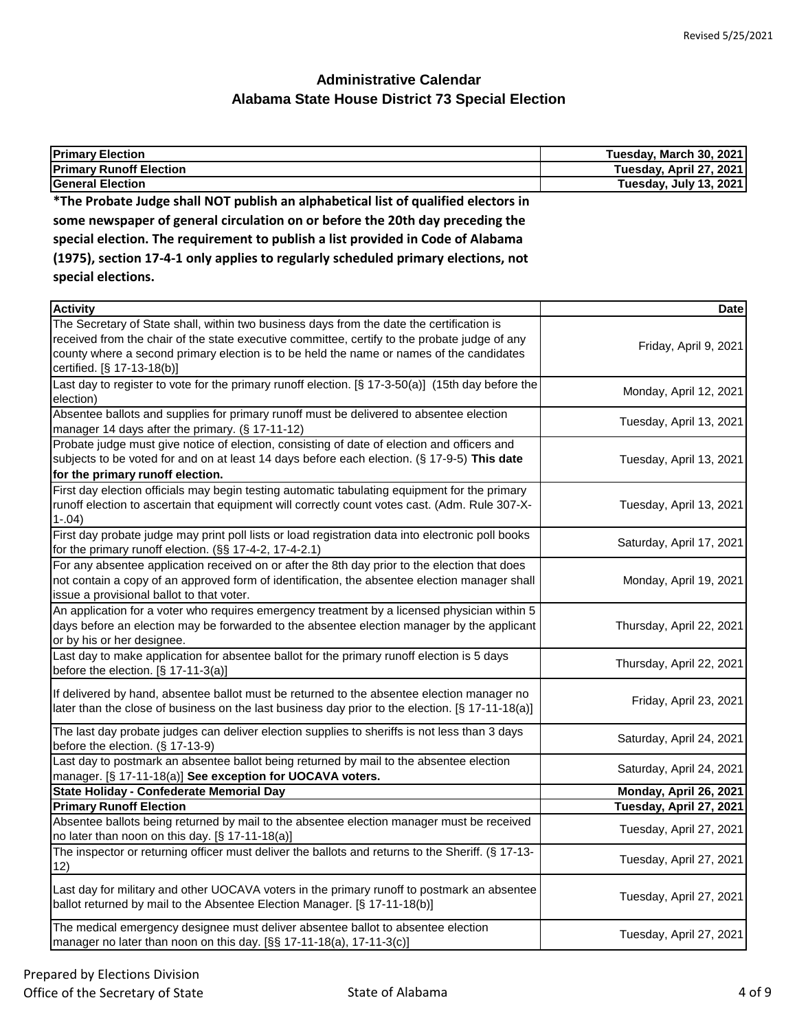# Administrative Calendar
## Alabama State House District 73 Special Election

| Primary Election | Tuesday, March 30, 2021 |
|---|---|
| **Primary Runoff Election** | **Tuesday, April 27, 2021** |
| **General Election** | **Tuesday, July 13, 2021** |

**\*The Probate Judge shall NOT publish an alphabetical list of qualified electors in some newspaper of general circulation on or before the 20th day preceding the special election. The requirement to publish a list provided in Code of Alabama (1975), section 17-4-1 only applies to regularly scheduled primary elections, not special elections.**

| Activity | Date |
|---|---|
| The Secretary of State shall, within two business days from the date the certification is received from the chair of the state executive committee, certify to the probate judge of any county where a second primary election is to be held the name or names of the candidates certified. [§ 17-13-18(b)] | Friday, April 9, 2021 |
| Last day to register to vote for the primary runoff election. [§ 17-3-50(a)] (15th day before the election) | Monday, April 12, 2021 |
| Absentee ballots and supplies for primary runoff must be delivered to absentee election manager 14 days after the primary. (§ 17-11-12) | Tuesday, April 13, 2021 |
| Probate judge must give notice of election, consisting of date of election and officers and subjects to be voted for and on at least 14 days before each election. (§ 17-9-5) **This date for the primary runoff election.** | Tuesday, April 13, 2021 |
| First day election officials may begin testing automatic tabulating equipment for the primary runoff election to ascertain that equipment will correctly count votes cast. (Adm. Rule 307-X-1-.04) | Tuesday, April 13, 2021 |
| First day probate judge may print poll lists or load registration data into electronic poll books for the primary runoff election. (§§ 17-4-2, 17-4-2.1) | Saturday, April 17, 2021 |
| For any absentee application received on or after the 8th day prior to the election that does not contain a copy of an approved form of identification, the absentee election manager shall issue a provisional ballot to that voter. | Monday, April 19, 2021 |
| An application for a voter who requires emergency treatment by a licensed physician within 5 days before an election may be forwarded to the absentee election manager by the applicant or by his or her designee. | Thursday, April 22, 2021 |
| Last day to make application for absentee ballot for the primary runoff election is 5 days before the election. [§ 17-11-3(a)] | Thursday, April 22, 2021 |
| If delivered by hand, absentee ballot must be returned to the absentee election manager no later than the close of business on the last business day prior to the election. [§ 17-11-18(a)] | Friday, April 23, 2021 |
| The last day probate judges can deliver election supplies to sheriffs is not less than 3 days before the election. (§ 17-13-9) | Saturday, April 24, 2021 |
| Last day to postmark an absentee ballot being returned by mail to the absentee election manager. [§ 17-11-18(a)] **See exception for UOCAVA voters.** | Saturday, April 24, 2021 |
| **State Holiday - Confederate Memorial Day** | **Monday, April 26, 2021** |
| **Primary Runoff Election** | **Tuesday, April 27, 2021** |
| Absentee ballots being returned by mail to the absentee election manager must be received no later than noon on this day. [§ 17-11-18(a)] | Tuesday, April 27, 2021 |
| The inspector or returning officer must deliver the ballots and returns to the Sheriff. (§ 17-13-12) | Tuesday, April 27, 2021 |
| Last day for military and other UOCAVA voters in the primary runoff to postmark an absentee ballot returned by mail to the Absentee Election Manager. [§ 17-11-18(b)] | Tuesday, April 27, 2021 |
| The medical emergency designee must deliver absentee ballot to absentee election manager no later than noon on this day. [§§ 17-11-18(a), 17-11-3(c)] | Tuesday, April 27, 2021 |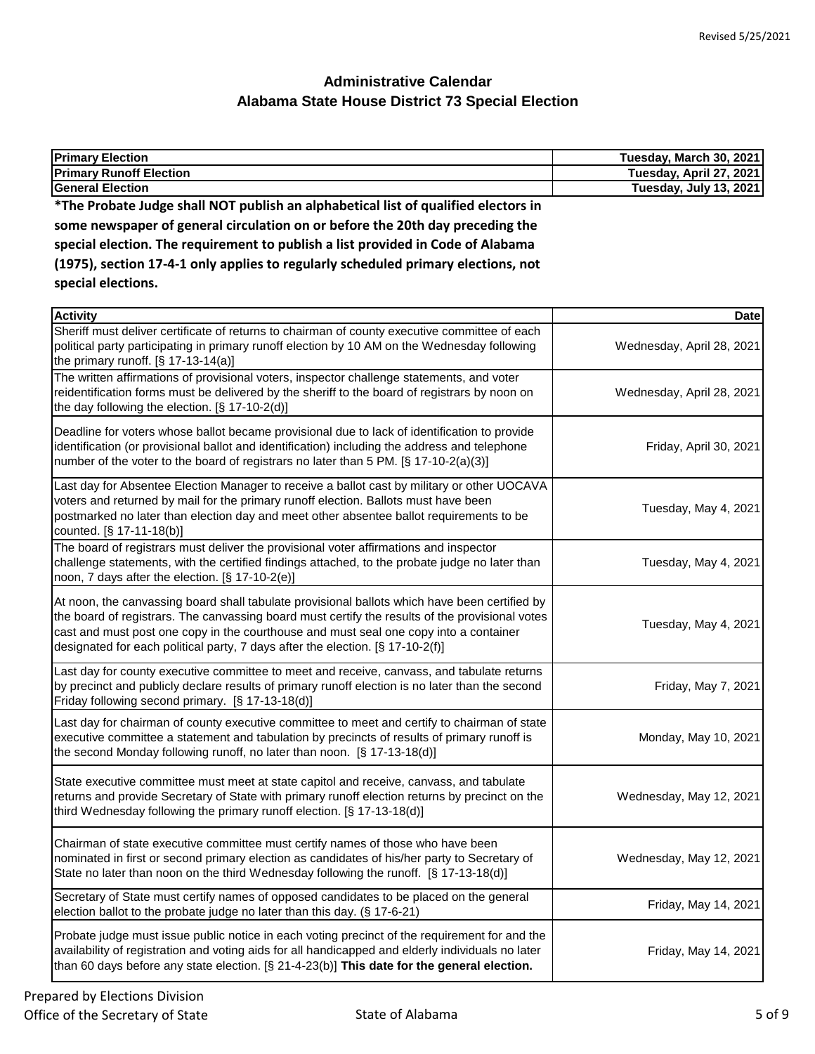Revised 5/25/2021

# Administrative Calendar
## Alabama State House District 73 Special Election

| Primary Election | Tuesday, March 30, 2021 |
|---|---|
| Primary Runoff Election | Tuesday, April 27, 2021 |
| General Election | Tuesday, July 13, 2021 |

**\*The Probate Judge shall NOT publish an alphabetical list of qualified electors in some newspaper of general circulation on or before the 20th day preceding the special election. The requirement to publish a list provided in Code of Alabama (1975), section 17-4-1 only applies to regularly scheduled primary elections, not special elections.**

| Activity | Date |
|---|---|
| Sheriff must deliver certificate of returns to chairman of county executive committee of each political party participating in primary runoff election by 10 AM on the Wednesday following the primary runoff. [§ 17-13-14(a)] | Wednesday, April 28, 2021 |
| The written affirmations of provisional voters, inspector challenge statements, and voter reidentification forms must be delivered by the sheriff to the board of registrars by noon on the day following the election. [§ 17-10-2(d)] | Wednesday, April 28, 2021 |
| Deadline for voters whose ballot became provisional due to lack of identification to provide identification (or provisional ballot and identification) including the address and telephone number of the voter to the board of registrars no later than 5 PM. [§ 17-10-2(a)(3)] | Friday, April 30, 2021 |
| Last day for Absentee Election Manager to receive a ballot cast by military or other UOCAVA voters and returned by mail for the primary runoff election. Ballots must have been postmarked no later than election day and meet other absentee ballot requirements to be counted. [§ 17-11-18(b)] | Tuesday, May 4, 2021 |
| The board of registrars must deliver the provisional voter affirmations and inspector challenge statements, with the certified findings attached, to the probate judge no later than noon, 7 days after the election. [§ 17-10-2(e)] | Tuesday, May 4, 2021 |
| At noon, the canvassing board shall tabulate provisional ballots which have been certified by the board of registrars. The canvassing board must certify the results of the provisional votes cast and must post one copy in the courthouse and must seal one copy into a container designated for each political party, 7 days after the election. [§ 17-10-2(f)] | Tuesday, May 4, 2021 |
| Last day for county executive committee to meet and receive, canvass, and tabulate returns by precinct and publicly declare results of primary runoff election is no later than the second Friday following second primary. [§ 17-13-18(d)] | Friday, May 7, 2021 |
| Last day for chairman of county executive committee to meet and certify to chairman of state executive committee a statement and tabulation by precincts of results of primary runoff is the second Monday following runoff, no later than noon. [§ 17-13-18(d)] | Monday, May 10, 2021 |
| State executive committee must meet at state capitol and receive, canvass, and tabulate returns and provide Secretary of State with primary runoff election returns by precinct on the third Wednesday following the primary runoff election. [§ 17-13-18(d)] | Wednesday, May 12, 2021 |
| Chairman of state executive committee must certify names of those who have been nominated in first or second primary election as candidates of his/her party to Secretary of State no later than noon on the third Wednesday following the runoff. [§ 17-13-18(d)] | Wednesday, May 12, 2021 |
| Secretary of State must certify names of opposed candidates to be placed on the general election ballot to the probate judge no later than this day. (§ 17-6-21) | Friday, May 14, 2021 |
| Probate judge must issue public notice in each voting precinct of the requirement for and the availability of registration and voting aids for all handicapped and elderly individuals no later than 60 days before any state election. [§ 21-4-23(b)] **This date for the general election.** | Friday, May 14, 2021 |

Prepared by Elections Division
Office of the Secretary of State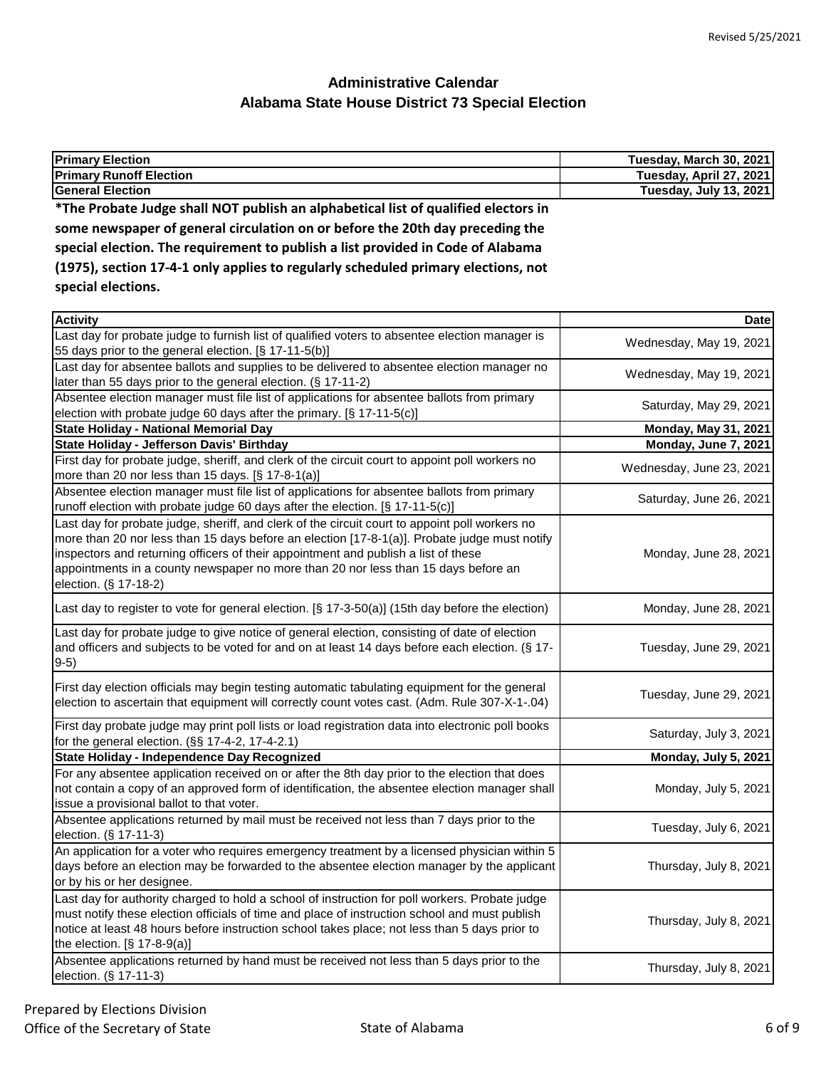## Administrative Calendar
## Alabama State House District 73 Special Election

| Election | Date |
|---|---|
| **Primary Election** | **Tuesday, March 30, 2021** |
| **Primary Runoff Election** | **Tuesday, April 27, 2021** |
| **General Election** | **Tuesday, July 13, 2021** |

**\*The Probate Judge shall NOT publish an alphabetical list of qualified electors in some newspaper of general circulation on or before the 20th day preceding the special election. The requirement to publish a list provided in Code of Alabama (1975), section 17-4-1 only applies to regularly scheduled primary elections, not special elections.**

| Activity | Date |
|---|---|
| Last day for probate judge to furnish list of qualified voters to absentee election manager is 55 days prior to the general election. [§ 17-11-5(b)] | Wednesday, May 19, 2021 |
| Last day for absentee ballots and supplies to be delivered to absentee election manager no later than 55 days prior to the general election. (§ 17-11-2) | Wednesday, May 19, 2021 |
| Absentee election manager must file list of applications for absentee ballots from primary election with probate judge 60 days after the primary. [§ 17-11-5(c)] | Saturday, May 29, 2021 |
| **State Holiday - National Memorial Day** | **Monday, May 31, 2021** |
| **State Holiday - Jefferson Davis' Birthday** | **Monday, June 7, 2021** |
| First day for probate judge, sheriff, and clerk of the circuit court to appoint poll workers no more than 20 nor less than 15 days. [§ 17-8-1(a)] | Wednesday, June 23, 2021 |
| Absentee election manager must file list of applications for absentee ballots from primary runoff election with probate judge 60 days after the election. [§ 17-11-5(c)] | Saturday, June 26, 2021 |
| Last day for probate judge, sheriff, and clerk of the circuit court to appoint poll workers no more than 20 nor less than 15 days before an election [17-8-1(a)]. Probate judge must notify inspectors and returning officers of their appointment and publish a list of these appointments in a county newspaper no more than 20 nor less than 15 days before an election. (§ 17-18-2) | Monday, June 28, 2021 |
| Last day to register to vote for general election. [§ 17-3-50(a)] (15th day before the election) | Monday, June 28, 2021 |
| Last day for probate judge to give notice of general election, consisting of date of election and officers and subjects to be voted for and on at least 14 days before each election. (§ 17-9-5) | Tuesday, June 29, 2021 |
| First day election officials may begin testing automatic tabulating equipment for the general election to ascertain that equipment will correctly count votes cast. (Adm. Rule 307-X-1-.04) | Tuesday, June 29, 2021 |
| First day probate judge may print poll lists or load registration data into electronic poll books for the general election. (§§ 17-4-2, 17-4-2.1) | Saturday, July 3, 2021 |
| **State Holiday - Independence Day Recognized** | **Monday, July 5, 2021** |
| For any absentee application received on or after the 8th day prior to the election that does not contain a copy of an approved form of identification, the absentee election manager shall issue a provisional ballot to that voter. | Monday, July 5, 2021 |
| Absentee applications returned by mail must be received not less than 7 days prior to the election. (§ 17-11-3) | Tuesday, July 6, 2021 |
| An application for a voter who requires emergency treatment by a licensed physician within 5 days before an election may be forwarded to the absentee election manager by the applicant or by his or her designee. | Thursday, July 8, 2021 |
| Last day for authority charged to hold a school of instruction for poll workers. Probate judge must notify these election officials of time and place of instruction school and must publish notice at least 48 hours before instruction school takes place; not less than 5 days prior to the election. [§ 17-8-9(a)] | Thursday, July 8, 2021 |
| Absentee applications returned by hand must be received not less than 5 days prior to the election. (§ 17-11-3) | Thursday, July 8, 2021 |

Prepared by Elections Division
Office of the Secretary of State
State of Alabama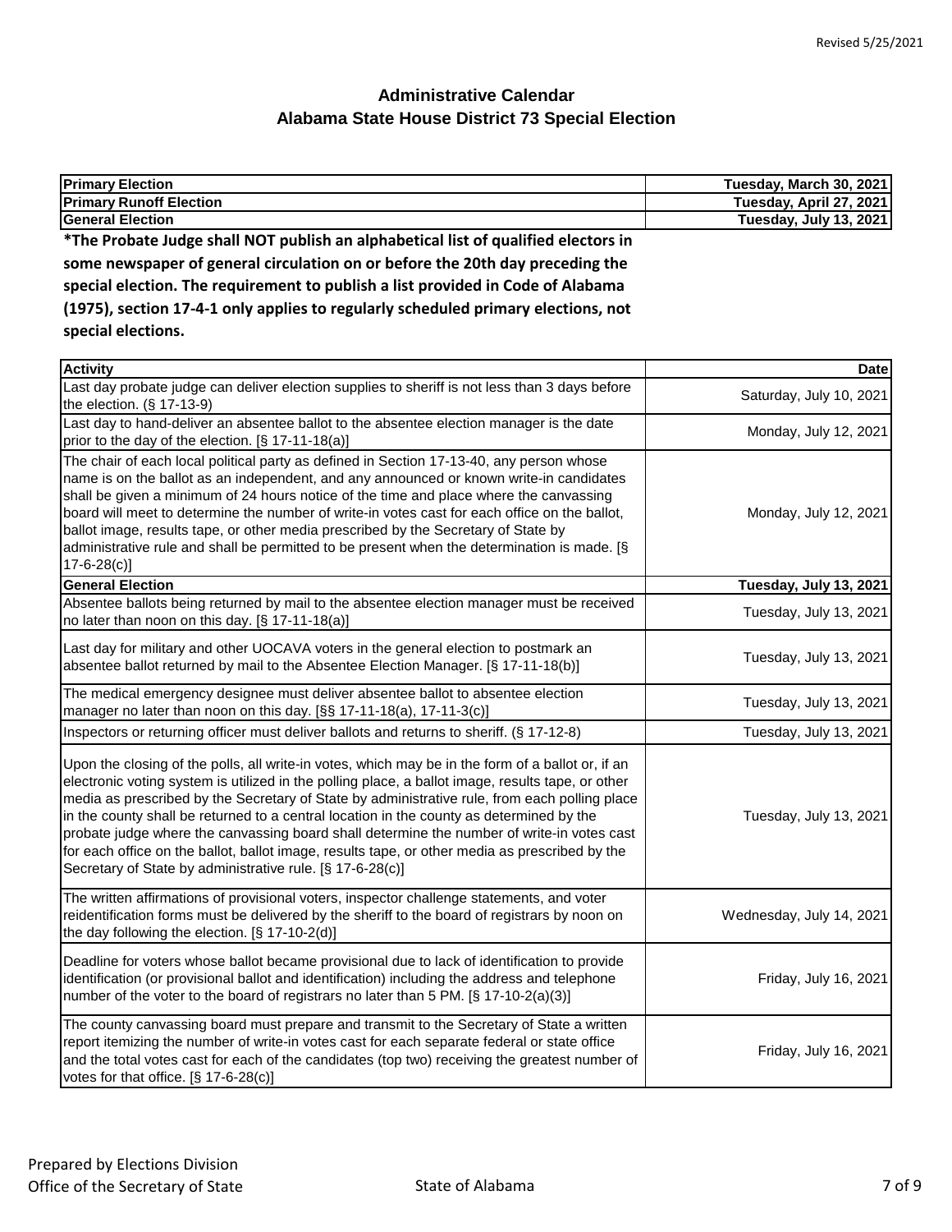# Administrative Calendar
## Alabama State House District 73 Special Election

| Primary Election | Tuesday, March 30, 2021 |
|---|---|
| **Primary Runoff Election** | **Tuesday, April 27, 2021** |
| **General Election** | **Tuesday, July 13, 2021** |

**\*The Probate Judge shall NOT publish an alphabetical list of qualified electors in some newspaper of general circulation on or before the 20th day preceding the special election. The requirement to publish a list provided in Code of Alabama (1975), section 17-4-1 only applies to regularly scheduled primary elections, not special elections.**

| Activity | Date |
|---|---|
| Last day probate judge can deliver election supplies to sheriff is not less than 3 days before the election. (§ 17-13-9) | Saturday, July 10, 2021 |
| Last day to hand-deliver an absentee ballot to the absentee election manager is the date prior to the day of the election. [§ 17-11-18(a)] | Monday, July 12, 2021 |
| The chair of each local political party as defined in Section 17-13-40, any person whose name is on the ballot as an independent, and any announced or known write-in candidates shall be given a minimum of 24 hours notice of the time and place where the canvassing board will meet to determine the number of write-in votes cast for each office on the ballot, ballot image, results tape, or other media prescribed by the Secretary of State by administrative rule and shall be permitted to be present when the determination is made. [§ 17-6-28(c)] | Monday, July 12, 2021 |
| **General Election** | **Tuesday, July 13, 2021** |
| Absentee ballots being returned by mail to the absentee election manager must be received no later than noon on this day. [§ 17-11-18(a)] | Tuesday, July 13, 2021 |
| Last day for military and other UOCAVA voters in the general election to postmark an absentee ballot returned by mail to the Absentee Election Manager. [§ 17-11-18(b)] | Tuesday, July 13, 2021 |
| The medical emergency designee must deliver absentee ballot to absentee election manager no later than noon on this day. [§§ 17-11-18(a), 17-11-3(c)] | Tuesday, July 13, 2021 |
| Inspectors or returning officer must deliver ballots and returns to sheriff. (§ 17-12-8) | Tuesday, July 13, 2021 |
| Upon the closing of the polls, all write-in votes, which may be in the form of a ballot or, if an electronic voting system is utilized in the polling place, a ballot image, results tape, or other media as prescribed by the Secretary of State by administrative rule, from each polling place in the county shall be returned to a central location in the county as determined by the probate judge where the canvassing board shall determine the number of write-in votes cast for each office on the ballot, ballot image, results tape, or other media as prescribed by the Secretary of State by administrative rule. [§ 17-6-28(c)] | Tuesday, July 13, 2021 |
| The written affirmations of provisional voters, inspector challenge statements, and voter reidentification forms must be delivered by the sheriff to the board of registrars by noon on the day following the election. [§ 17-10-2(d)] | Wednesday, July 14, 2021 |
| Deadline for voters whose ballot became provisional due to lack of identification to provide identification (or provisional ballot and identification) including the address and telephone number of the voter to the board of registrars no later than 5 PM. [§ 17-10-2(a)(3)] | Friday, July 16, 2021 |
| The county canvassing board must prepare and transmit to the Secretary of State a written report itemizing the number of write-in votes cast for each separate federal or state office and the total votes cast for each of the candidates (top two) receiving the greatest number of votes for that office. [§ 17-6-28(c)] | Friday, July 16, 2021 |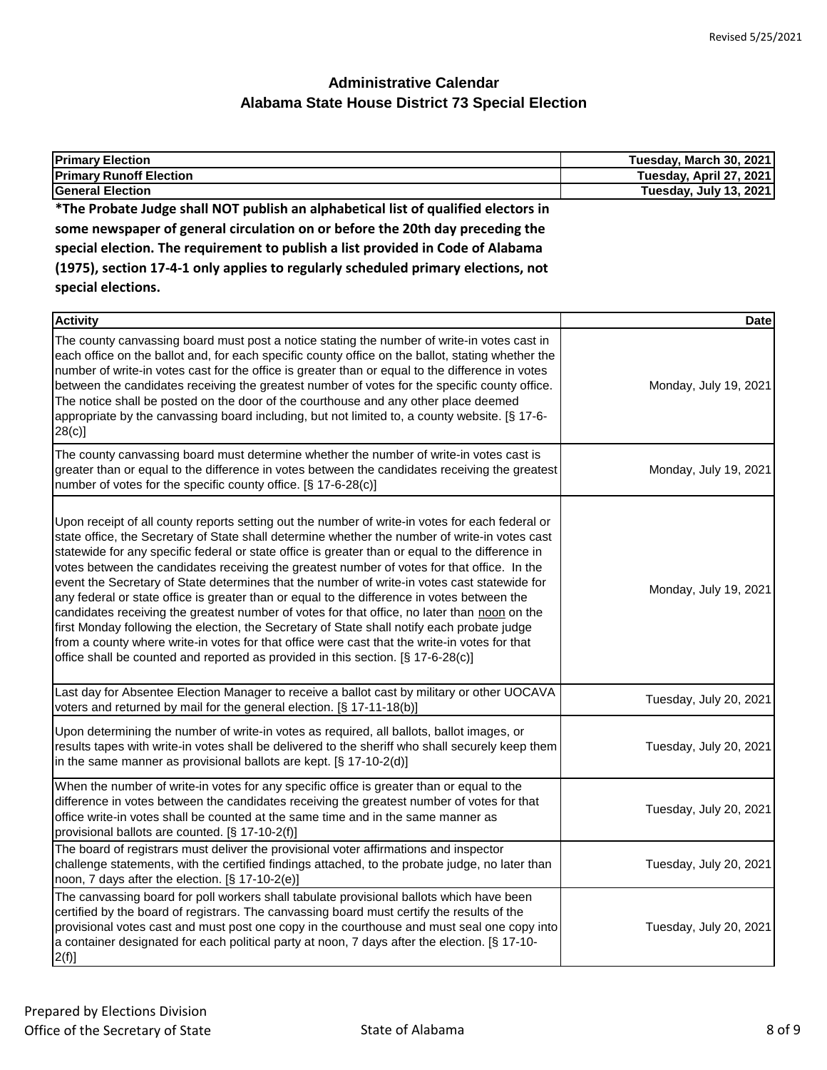# Administrative Calendar
## Alabama State House District 73 Special Election

| Primary Election | Tuesday, March 30, 2021 |
|---|---|
| **Primary Runoff Election** | **Tuesday, April 27, 2021** |
| **General Election** | **Tuesday, July 13, 2021** |

**\*The Probate Judge shall NOT publish an alphabetical list of qualified electors in some newspaper of general circulation on or before the 20th day preceding the special election. The requirement to publish a list provided in Code of Alabama (1975), section 17-4-1 only applies to regularly scheduled primary elections, not special elections.**

| Activity | Date |
|---|---|
| The county canvassing board must post a notice stating the number of write-in votes cast in each office on the ballot and, for each specific county office on the ballot, stating whether the number of write-in votes cast for the office is greater than or equal to the difference in votes between the candidates receiving the greatest number of votes for the specific county office. The notice shall be posted on the door of the courthouse and any other place deemed appropriate by the canvassing board including, but not limited to, a county website. [§ 17-6-28(c)] | Monday, July 19, 2021 |
| The county canvassing board must determine whether the number of write-in votes cast is greater than or equal to the difference in votes between the candidates receiving the greatest number of votes for the specific county office. [§ 17-6-28(c)] | Monday, July 19, 2021 |
| Upon receipt of all county reports setting out the number of write-in votes for each federal or state office, the Secretary of State shall determine whether the number of write-in votes cast statewide for any specific federal or state office is greater than or equal to the difference in votes between the candidates receiving the greatest number of votes for that office. In the event the Secretary of State determines that the number of write-in votes cast statewide for any federal or state office is greater than or equal to the difference in votes between the candidates receiving the greatest number of votes for that office, no later than noon on the first Monday following the election, the Secretary of State shall notify each probate judge from a county where write-in votes for that office were cast that the write-in votes for that office shall be counted and reported as provided in this section. [§ 17-6-28(c)] | Monday, July 19, 2021 |
| Last day for Absentee Election Manager to receive a ballot cast by military or other UOCAVA voters and returned by mail for the general election. [§ 17-11-18(b)] | Tuesday, July 20, 2021 |
| Upon determining the number of write-in votes as required, all ballots, ballot images, or results tapes with write-in votes shall be delivered to the sheriff who shall securely keep them in the same manner as provisional ballots are kept. [§ 17-10-2(d)] | Tuesday, July 20, 2021 |
| When the number of write-in votes for any specific office is greater than or equal to the difference in votes between the candidates receiving the greatest number of votes for that office write-in votes shall be counted at the same time and in the same manner as provisional ballots are counted. [§ 17-10-2(f)] | Tuesday, July 20, 2021 |
| The board of registrars must deliver the provisional voter affirmations and inspector challenge statements, with the certified findings attached, to the probate judge, no later than noon, 7 days after the election. [§ 17-10-2(e)] | Tuesday, July 20, 2021 |
| The canvassing board for poll workers shall tabulate provisional ballots which have been certified by the board of registrars. The canvassing board must certify the results of the provisional votes cast and must post one copy in the courthouse and must seal one copy into a container designated for each political party at noon, 7 days after the election. [§ 17-10-2(f)] | Tuesday, July 20, 2021 |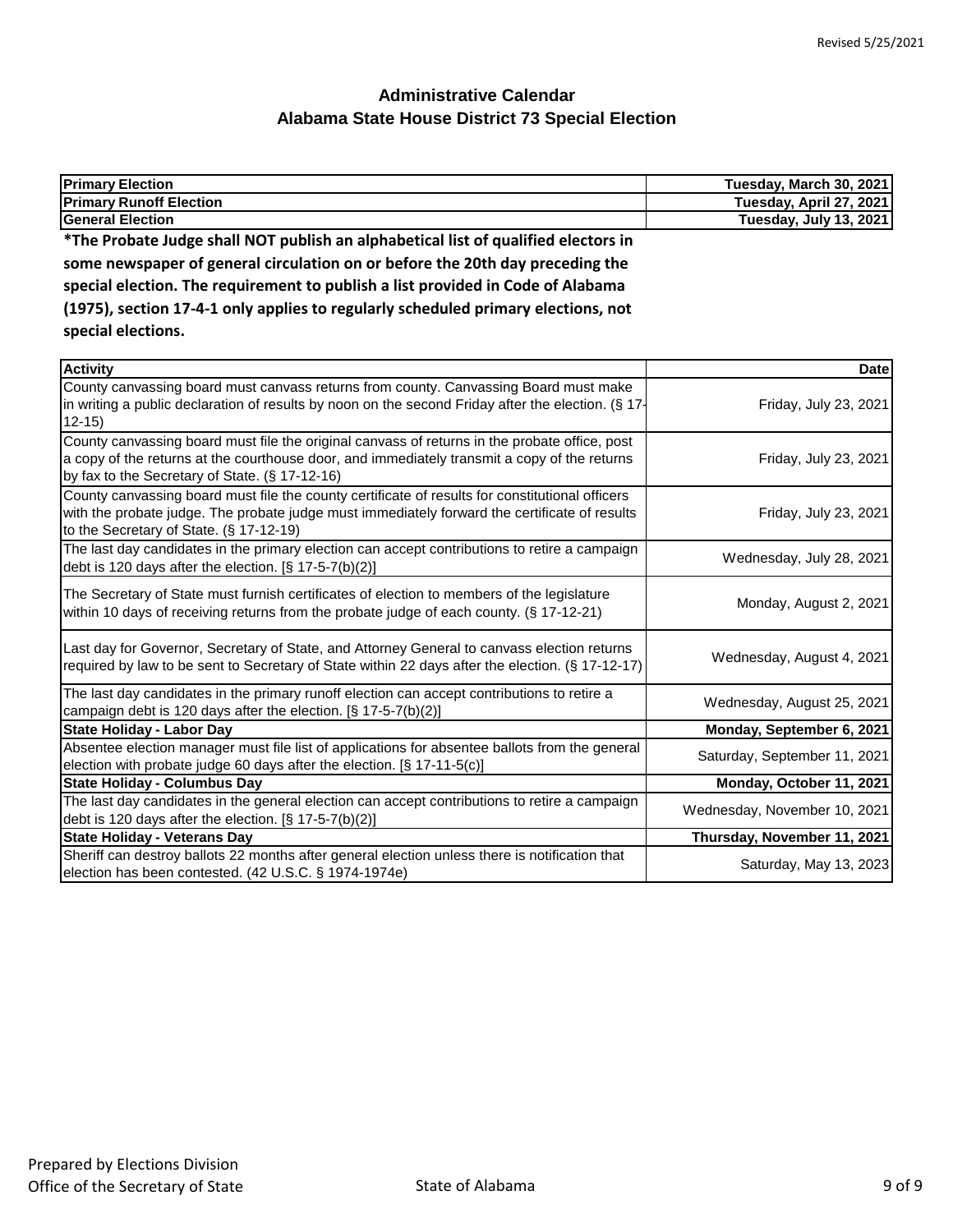Revised 5/25/2021

# Administrative Calendar
## Alabama State House District 73 Special Election

| | |
|---|---|
| **Primary Election** | **Tuesday, March 30, 2021** |
| **Primary Runoff Election** | **Tuesday, April 27, 2021** |
| **General Election** | **Tuesday, July 13, 2021** |

**\*The Probate Judge shall NOT publish an alphabetical list of qualified electors in some newspaper of general circulation on or before the 20th day preceding the special election. The requirement to publish a list provided in Code of Alabama (1975), section 17-4-1 only applies to regularly scheduled primary elections, not special elections.**

| Activity | Date |
|---|---|
| County canvassing board must canvass returns from county. Canvassing Board must make in writing a public declaration of results by noon on the second Friday after the election. (§ 17-12-15) | Friday, July 23, 2021 |
| County canvassing board must file the original canvass of returns in the probate office, post a copy of the returns at the courthouse door, and immediately transmit a copy of the returns by fax to the Secretary of State. (§ 17-12-16) | Friday, July 23, 2021 |
| County canvassing board must file the county certificate of results for constitutional officers with the probate judge. The probate judge must immediately forward the certificate of results to the Secretary of State. (§ 17-12-19) | Friday, July 23, 2021 |
| The last day candidates in the primary election can accept contributions to retire a campaign debt is 120 days after the election. [§ 17-5-7(b)(2)] | Wednesday, July 28, 2021 |
| The Secretary of State must furnish certificates of election to members of the legislature within 10 days of receiving returns from the probate judge of each county. (§ 17-12-21) | Monday, August 2, 2021 |
| Last day for Governor, Secretary of State, and Attorney General to canvass election returns required by law to be sent to Secretary of State within 22 days after the election. (§ 17-12-17) | Wednesday, August 4, 2021 |
| The last day candidates in the primary runoff election can accept contributions to retire a campaign debt is 120 days after the election. [§ 17-5-7(b)(2)] | Wednesday, August 25, 2021 |
| **State Holiday - Labor Day** | **Monday, September 6, 2021** |
| Absentee election manager must file list of applications for absentee ballots from the general election with probate judge 60 days after the election. [§ 17-11-5(c)] | Saturday, September 11, 2021 |
| **State Holiday - Columbus Day** | **Monday, October 11, 2021** |
| The last day candidates in the general election can accept contributions to retire a campaign debt is 120 days after the election. [§ 17-5-7(b)(2)] | Wednesday, November 10, 2021 |
| **State Holiday - Veterans Day** | **Thursday, November 11, 2021** |
| Sheriff can destroy ballots 22 months after general election unless there is notification that election has been contested. (42 U.S.C. § 1974-1974e) | Saturday, May 13, 2023 |

Prepared by Elections Division
Office of the Secretary of State

State of Alabama